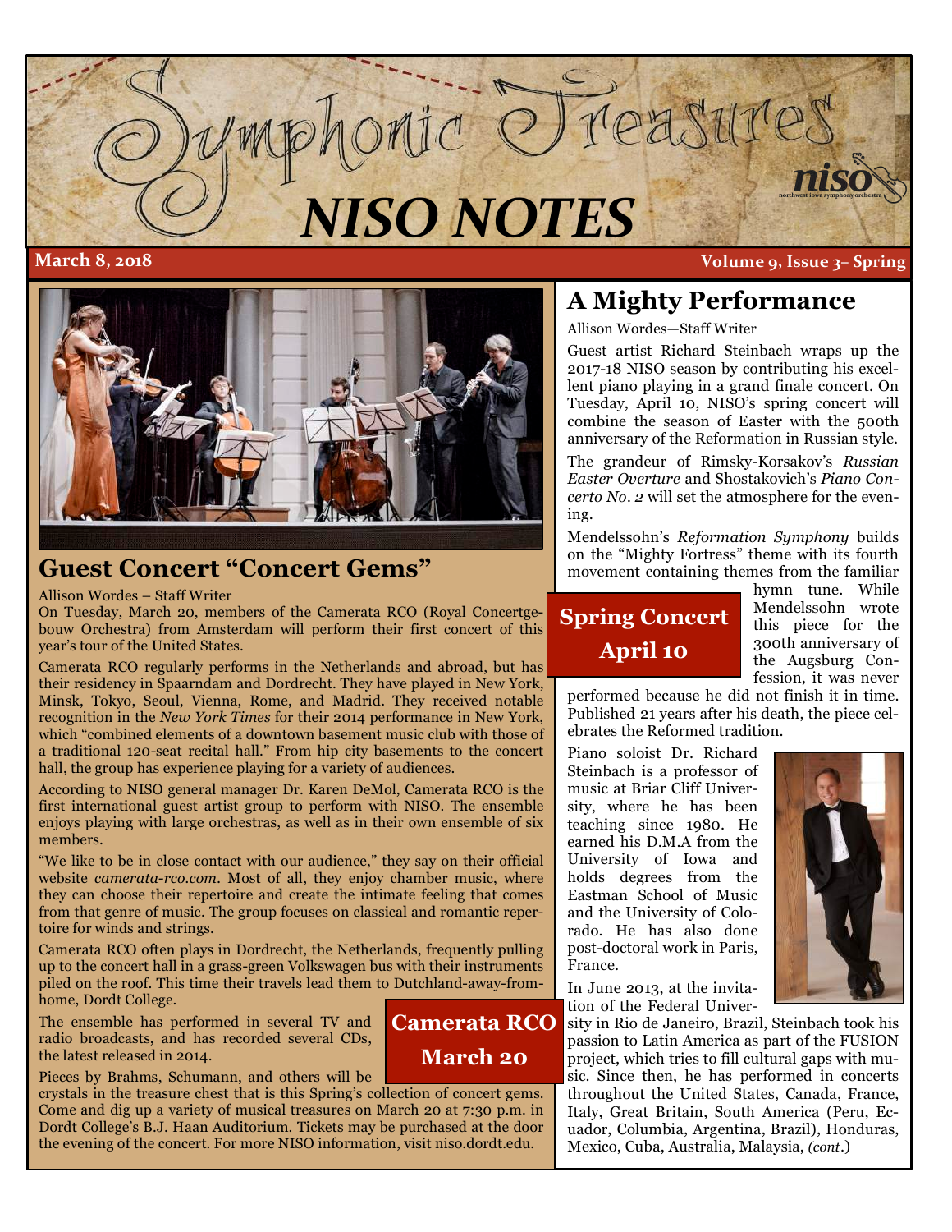# Symphonic Treasures

# NISO NOTES

**March 8, 2018** **Volume 9, Issue 3– Spring**

## Guest Concert "Concert Gems"

Allison Wordes – Staff Writer

On Tuesday, March 20, members of the Camerata RCO (Royal Concertgebouw Orchestra) from Amsterdam will perform their first concert of this year's tour of the United States.

Camerata RCO regularly performs in the Netherlands and abroad, but has their residency in Spaarndam and Dordrecht. They have played in New York, Minsk, Tokyo, Seoul, Vienna, Rome, and Madrid. They received notable recognition in the *New York Times* for their 2014 performance in New York, which "combined elements of a downtown basement music club with those of a traditional 120-seat recital hall." From hip city basements to the concert hall, the group has experience playing for a variety of audiences.

According to NISO general manager Dr. Karen DeMol, Camerata RCO is the first international guest artist group to perform with NISO. The ensemble enjoys playing with large orchestras, as well as in their own ensemble of six members.

"We like to be in close contact with our audience," they say on their official website *camerata-rco.com*. Most of all, they enjoy chamber music, where they can choose their repertoire and create the intimate feeling that comes from that genre of music. The group focuses on classical and romantic repertoire for winds and strings.

Camerata RCO often plays in Dordrecht, the Netherlands, frequently pulling up to the concert hall in a grass-green Volkswagen bus with their instruments piled on the roof. This time their travels lead them to Dutchland-away-from-home, Dordt College.

The ensemble has performed in several TV and radio broadcasts, and has recorded several CDs, the latest released in 2014.

**Camerata RCO March 20**

Pieces by Brahms, Schumann, and others will be crystals in the treasure chest that is this Spring's collection of concert gems. Come and dig up a variety of musical treasures on March 20 at 7:30 p.m. in Dordt College's B.J. Haan Auditorium. Tickets may be purchased at the door the evening of the concert. For more NISO information, visit niso.dordt.edu.

## A Mighty Performance

Allison Wordes—Staff Writer

Guest artist Richard Steinbach wraps up the 2017-18 NISO season by contributing his excellent piano playing in a grand finale concert. On Tuesday, April 10, NISO's spring concert will combine the season of Easter with the 500th anniversary of the Reformation in Russian style.

The grandeur of Rimsky-Korsakov's *Russian Easter Overture* and Shostakovich's *Piano Concerto No. 2* will set the atmosphere for the evening.

Mendelssohn's *Reformation Symphony* builds on the "Mighty Fortress" theme with its fourth movement containing themes from the familiar hymn tune. While Mendelssohn wrote this piece for the 300th anniversary of the Augsburg Confession, it was never performed because he did not finish it in time. Published 21 years after his death, the piece celebrates the Reformed tradition.

**Spring Concert April 10**

Piano soloist Dr. Richard Steinbach is a professor of music at Briar Cliff University, where he has been teaching since 1980. He earned his D.M.A from the University of Iowa and holds degrees from the Eastman School of Music and the University of Colorado. He has also done post-doctoral work in Paris, France.

In June 2013, at the invitation of the Federal University in Rio de Janeiro, Brazil, Steinbach took his passion to Latin America as part of the FUSION project, which tries to fill cultural gaps with music. Since then, he has performed in concerts throughout the United States, Canada, France, Italy, Great Britain, South America (Peru, Ecuador, Columbia, Argentina, Brazil), Honduras, Mexico, Cuba, Australia, Malaysia, *(cont.)*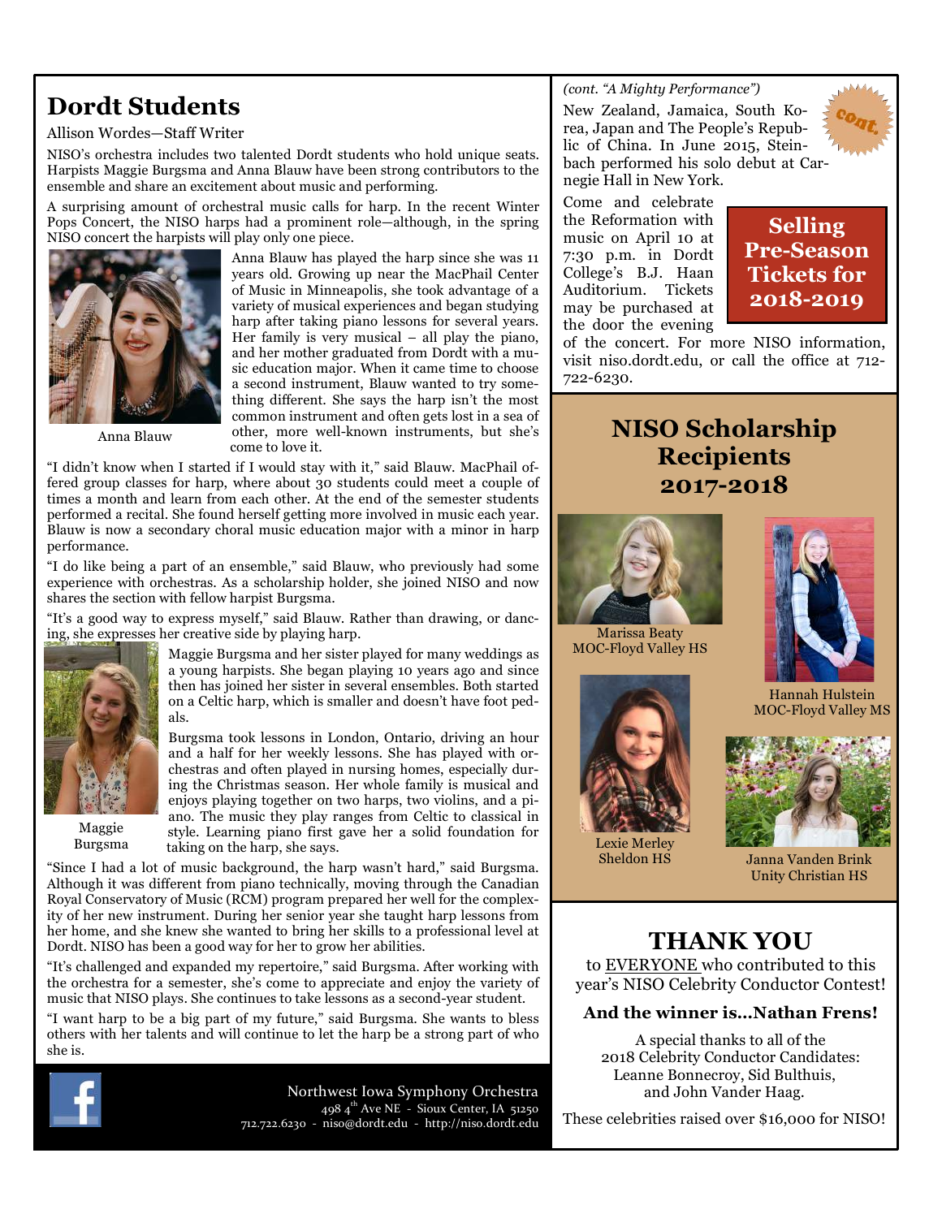# Dordt Students

Allison Wordes—Staff Writer

NISO's orchestra includes two talented Dordt students who hold unique seats. Harpists Maggie Burgsma and Anna Blauw have been strong contributors to the ensemble and share an excitement about music and performing.

A surprising amount of orchestral music calls for harp. In the recent Winter Pops Concert, the NISO harps had a prominent role—although, in the spring NISO concert the harpists will play only one piece.

Anna Blauw

Anna Blauw has played the harp since she was 11 years old. Growing up near the MacPhail Center of Music in Minneapolis, she took advantage of a variety of musical experiences and began studying harp after taking piano lessons for several years. Her family is very musical – all play the piano, and her mother graduated from Dordt with a music education major. When it came time to choose a second instrument, Blauw wanted to try something different. She says the harp isn't the most common instrument and often gets lost in a sea of other, more well-known instruments, but she's come to love it.

"I didn't know when I started if I would stay with it," said Blauw. MacPhail offered group classes for harp, where about 30 students could meet a couple of times a month and learn from each other. At the end of the semester students performed a recital. She found herself getting more involved in music each year. Blauw is now a secondary choral music education major with a minor in harp performance.

"I do like being a part of an ensemble," said Blauw, who previously had some experience with orchestras. As a scholarship holder, she joined NISO and now shares the section with fellow harpist Burgsma.

"It's a good way to express myself," said Blauw. Rather than drawing, or dancing, she expresses her creative side by playing harp.

Maggie Burgsma

Maggie Burgsma and her sister played for many weddings as a young harpists. She began playing 10 years ago and since then has joined her sister in several ensembles. Both started on a Celtic harp, which is smaller and doesn't have foot pedals.

Burgsma took lessons in London, Ontario, driving an hour and a half for her weekly lessons. She has played with orchestras and often played in nursing homes, especially during the Christmas season. Her whole family is musical and enjoys playing together on two harps, two violins, and a piano. The music they play ranges from Celtic to classical in style. Learning piano first gave her a solid foundation for taking on the harp, she says.

"Since I had a lot of music background, the harp wasn't hard," said Burgsma. Although it was different from piano technically, moving through the Canadian Royal Conservatory of Music (RCM) program prepared her well for the complexity of her new instrument. During her senior year she taught harp lessons from her home, and she knew she wanted to bring her skills to a professional level at Dordt. NISO has been a good way for her to grow her abilities.

"It's challenged and expanded my repertoire," said Burgsma. After working with the orchestra for a semester, she's come to appreciate and enjoy the variety of music that NISO plays. She continues to take lessons as a second-year student.

"I want harp to be a big part of my future," said Burgsma. She wants to bless others with her talents and will continue to let the harp be a strong part of who she is.

Northwest Iowa Symphony Orchestra
498 4th Ave NE - Sioux Center, IA 51250
712.722.6230 - niso@dordt.edu - http://niso.dordt.edu

*(cont. "A Mighty Performance")*

New Zealand, Jamaica, South Korea, Japan and The People's Republic of China. In June 2015, Steinbach performed his solo debut at Carnegie Hall in New York.

Come and celebrate the Reformation with music on April 10 at 7:30 p.m. in Dordt College's B.J. Haan Auditorium. Tickets may be purchased at the door the evening of the concert. For more NISO information, visit niso.dordt.edu, or call the office at 712-722-6230.

**Selling Pre-Season Tickets for 2018-2019**

## NISO Scholarship Recipients 2017-2018

Marissa Beaty
MOC-Floyd Valley HS

Hannah Hulstein
MOC-Floyd Valley MS

Lexie Merley
Sheldon HS

Janna Vanden Brink
Unity Christian HS

## THANK YOU

to EVERYONE who contributed to this year's NISO Celebrity Conductor Contest!

**And the winner is...Nathan Frens!**

A special thanks to all of the
2018 Celebrity Conductor Candidates:
Leanne Bonnecroy, Sid Bulthuis,
and John Vander Haag.

These celebrities raised over $16,000 for NISO!